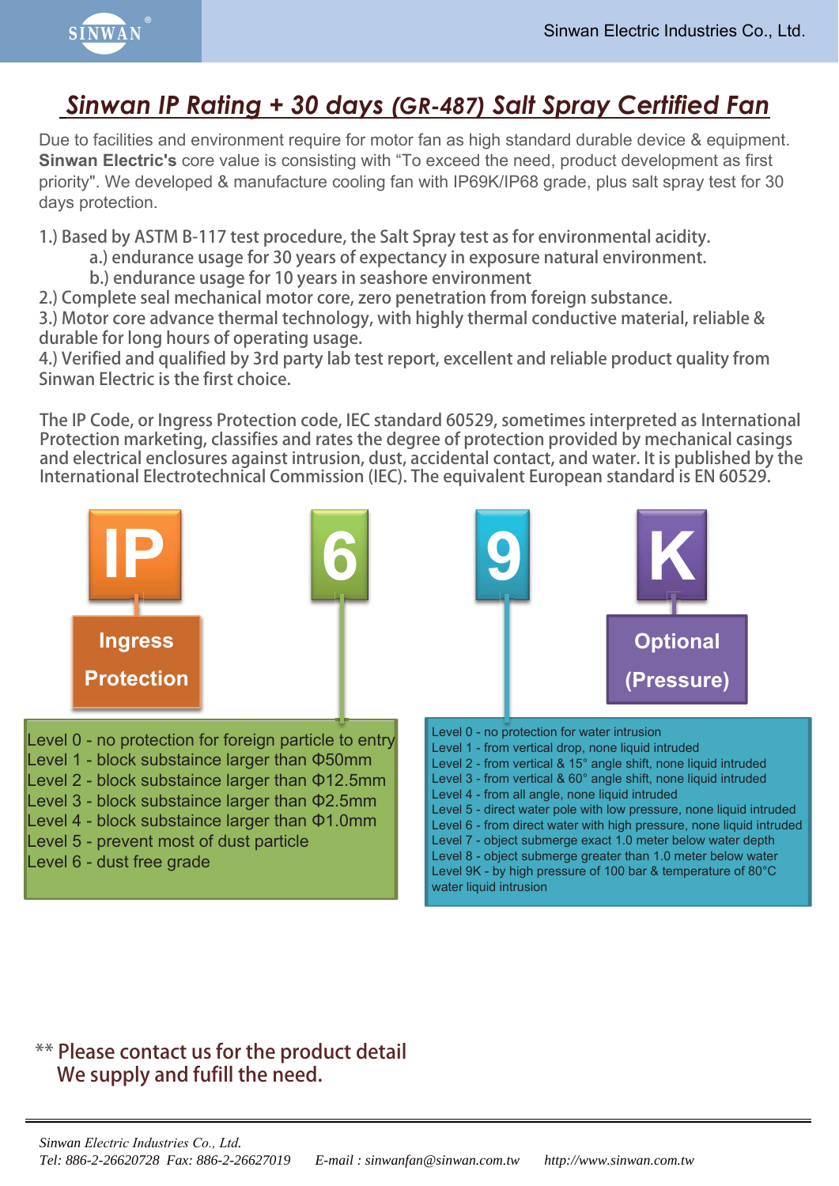# Sinwan IP Rating + 30 days (GR-487) Salt Spray Certified Fan

Due to facilities and environment require for motor fan as high standard durable device & equipment. **Sinwan Electric's** core value is consisting with "To exceed the need, product development as first priority". We developed & manufacture cooling fan with IP69K/IP68 grade, plus salt spray test for 30 days protection.

1.) Based by ASTM B-117 test procedure, the Salt Spray test as for environmental acidity.
   - a.) endurance usage for 30 years of expectancy in exposure natural environment.
   - b.) endurance usage for 10 years in seashore environment

2.) Complete seal mechanical motor core, zero penetration from foreign substance.

3.) Motor core advance thermal technology, with highly thermal conductive material, reliable & durable for long hours of operating usage.

4.) Verified and qualified by 3rd party lab test report, excellent and reliable product quality from Sinwan Electric is the first choice.

The IP Code, or Ingress Protection code, IEC standard 60529, sometimes interpreted as International Protection marketing, classifies and rates the degree of protection provided by mechanical casings and electrical enclosures against intrusion, dust, accidental contact, and water. It is published by the International Electrotechnical Commission (IEC). The equivalent European standard is EN 60529.

**IP** — Ingress Protection

**6**

- Level 0 - no protection for foreign particle to entry
- Level 1 - block substaince larger than Φ50mm
- Level 2 - block substaince larger than Φ12.5mm
- Level 3 - block substaince larger than Φ2.5mm
- Level 4 - block substaince larger than Φ1.0mm
- Level 5 - prevent most of dust particle
- Level 6 - dust free grade

**9**

- Level 0 - no protection for water intrusion
- Level 1 - from vertical drop, none liquid intruded
- Level 2 - from vertical & 15° angle shift, none liquid intruded
- Level 3 - from vertical & 60° angle shift, none liquid intruded
- Level 4 - from all angle, none liquid intruded
- Level 5 - direct water pole with low pressure, none liquid intruded
- Level 6 - from direct water with high pressure, none liquid intruded
- Level 7 - object submerge exact 1.0 meter below water depth
- Level 8 - object submerge greater than 1.0 meter below water
- Level 9K - by high pressure of 100 bar & temperature of 80°C water liquid intrusion

**K** — Optional (Pressure)

\*\* Please contact us for the product detail
We supply and fufill the need.

*Sinwan Electric Industries Co., Ltd.*
*Tel: 886-2-26620728 Fax: 886-2-26627019 E-mail : sinwanfan@sinwan.com.tw http://www.sinwan.com.tw*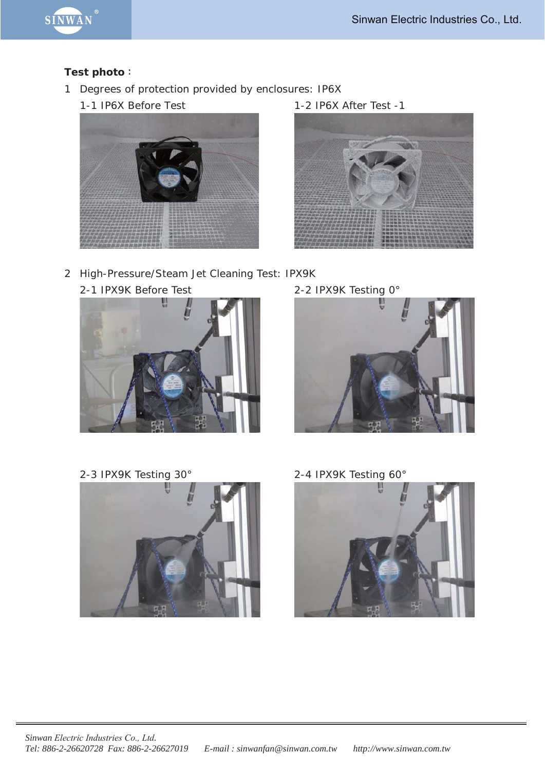**Test photo**：

1 Degrees of protection provided by enclosures: IP6X

1-1 IP6X Before Test

1-2 IP6X After Test -1

2 High-Pressure/Steam Jet Cleaning Test: IPX9K

2-1 IPX9K Before Test

2-2 IPX9K Testing 0°

2-3 IPX9K Testing 30°

2-4 IPX9K Testing 60°